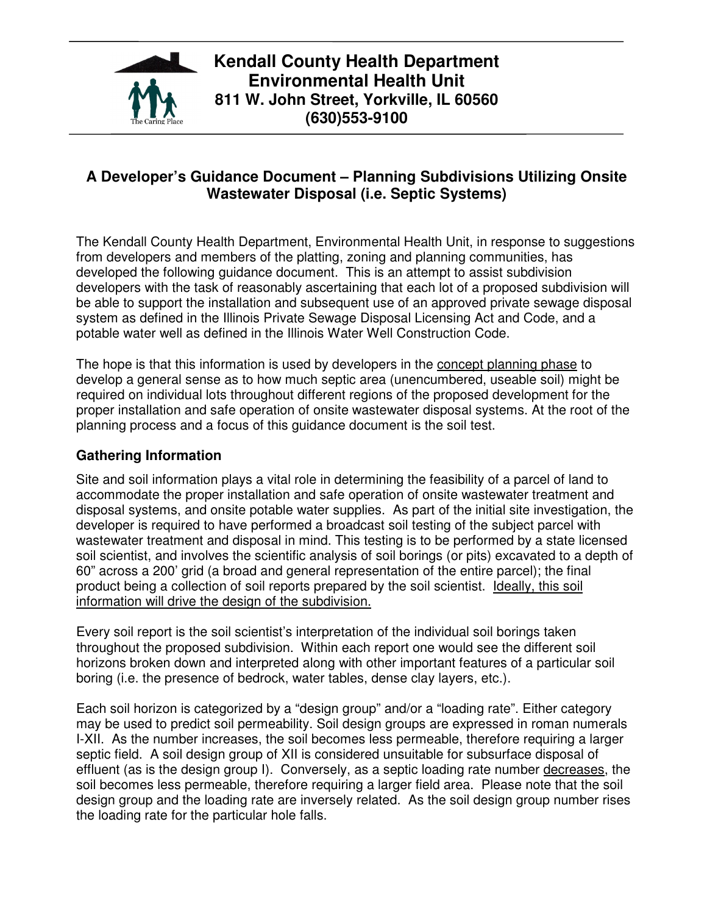# Kendall County Health Department
## Environmental Health Unit
**811 W. John Street, Yorkville, IL 60560**
**(630)553-9100**

## A Developer's Guidance Document – Planning Subdivisions Utilizing Onsite Wastewater Disposal (i.e. Septic Systems)

The Kendall County Health Department, Environmental Health Unit, in response to suggestions from developers and members of the platting, zoning and planning communities, has developed the following guidance document. This is an attempt to assist subdivision developers with the task of reasonably ascertaining that each lot of a proposed subdivision will be able to support the installation and subsequent use of an approved private sewage disposal system as defined in the Illinois Private Sewage Disposal Licensing Act and Code, and a potable water well as defined in the Illinois Water Well Construction Code.

The hope is that this information is used by developers in the concept planning phase to develop a general sense as to how much septic area (unencumbered, useable soil) might be required on individual lots throughout different regions of the proposed development for the proper installation and safe operation of onsite wastewater disposal systems. At the root of the planning process and a focus of this guidance document is the soil test.

### Gathering Information

Site and soil information plays a vital role in determining the feasibility of a parcel of land to accommodate the proper installation and safe operation of onsite wastewater treatment and disposal systems, and onsite potable water supplies. As part of the initial site investigation, the developer is required to have performed a broadcast soil testing of the subject parcel with wastewater treatment and disposal in mind. This testing is to be performed by a state licensed soil scientist, and involves the scientific analysis of soil borings (or pits) excavated to a depth of 60" across a 200' grid (a broad and general representation of the entire parcel); the final product being a collection of soil reports prepared by the soil scientist. Ideally, this soil information will drive the design of the subdivision.

Every soil report is the soil scientist's interpretation of the individual soil borings taken throughout the proposed subdivision. Within each report one would see the different soil horizons broken down and interpreted along with other important features of a particular soil boring (i.e. the presence of bedrock, water tables, dense clay layers, etc.).

Each soil horizon is categorized by a "design group" and/or a "loading rate". Either category may be used to predict soil permeability. Soil design groups are expressed in roman numerals I-XII. As the number increases, the soil becomes less permeable, therefore requiring a larger septic field. A soil design group of XII is considered unsuitable for subsurface disposal of effluent (as is the design group I). Conversely, as a septic loading rate number decreases, the soil becomes less permeable, therefore requiring a larger field area. Please note that the soil design group and the loading rate are inversely related. As the soil design group number rises the loading rate for the particular hole falls.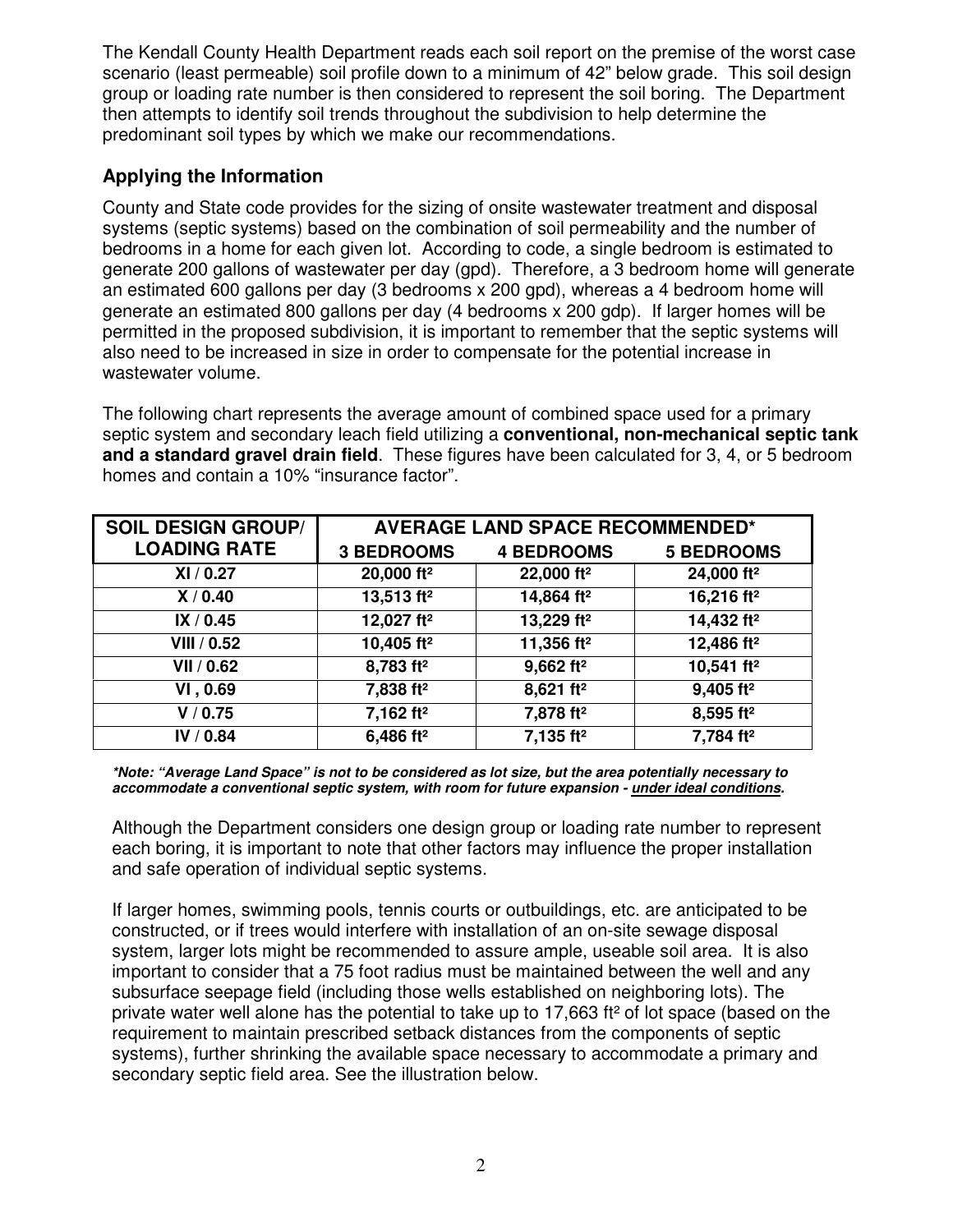The Kendall County Health Department reads each soil report on the premise of the worst case scenario (least permeable) soil profile down to a minimum of 42" below grade. This soil design group or loading rate number is then considered to represent the soil boring. The Department then attempts to identify soil trends throughout the subdivision to help determine the predominant soil types by which we make our recommendations.

## Applying the Information

County and State code provides for the sizing of onsite wastewater treatment and disposal systems (septic systems) based on the combination of soil permeability and the number of bedrooms in a home for each given lot. According to code, a single bedroom is estimated to generate 200 gallons of wastewater per day (gpd). Therefore, a 3 bedroom home will generate an estimated 600 gallons per day (3 bedrooms x 200 gpd), whereas a 4 bedroom home will generate an estimated 800 gallons per day (4 bedrooms x 200 gdp). If larger homes will be permitted in the proposed subdivision, it is important to remember that the septic systems will also need to be increased in size in order to compensate for the potential increase in wastewater volume.

The following chart represents the average amount of combined space used for a primary septic system and secondary leach field utilizing a **conventional, non-mechanical septic tank and a standard gravel drain field**. These figures have been calculated for 3, 4, or 5 bedroom homes and contain a 10% "insurance factor".

| SOIL DESIGN GROUP/ LOADING RATE | AVERAGE LAND SPACE RECOMMENDED* | | |
|---|---|---|---|
| | 3 BEDROOMS | 4 BEDROOMS | 5 BEDROOMS |
| XI / 0.27 | 20,000 ft² | 22,000 ft² | 24,000 ft² |
| X / 0.40 | 13,513 ft² | 14,864 ft² | 16,216 ft² |
| IX / 0.45 | 12,027 ft² | 13,229 ft² | 14,432 ft² |
| VIII / 0.52 | 10,405 ft² | 11,356 ft² | 12,486 ft² |
| VII / 0.62 | 8,783 ft² | 9,662 ft² | 10,541 ft² |
| VI , 0.69 | 7,838 ft² | 8,621 ft² | 9,405 ft² |
| V / 0.75 | 7,162 ft² | 7,878 ft² | 8,595 ft² |
| IV / 0.84 | 6,486 ft² | 7,135 ft² | 7,784 ft² |

***Note: "Average Land Space" is not to be considered as lot size, but the area potentially necessary to accommodate a conventional septic system, with room for future expansion - <u>under ideal conditions</u>.***

Although the Department considers one design group or loading rate number to represent each boring, it is important to note that other factors may influence the proper installation and safe operation of individual septic systems.

If larger homes, swimming pools, tennis courts or outbuildings, etc. are anticipated to be constructed, or if trees would interfere with installation of an on-site sewage disposal system, larger lots might be recommended to assure ample, useable soil area. It is also important to consider that a 75 foot radius must be maintained between the well and any subsurface seepage field (including those wells established on neighboring lots). The private water well alone has the potential to take up to 17,663 ft² of lot space (based on the requirement to maintain prescribed setback distances from the components of septic systems), further shrinking the available space necessary to accommodate a primary and secondary septic field area. See the illustration below.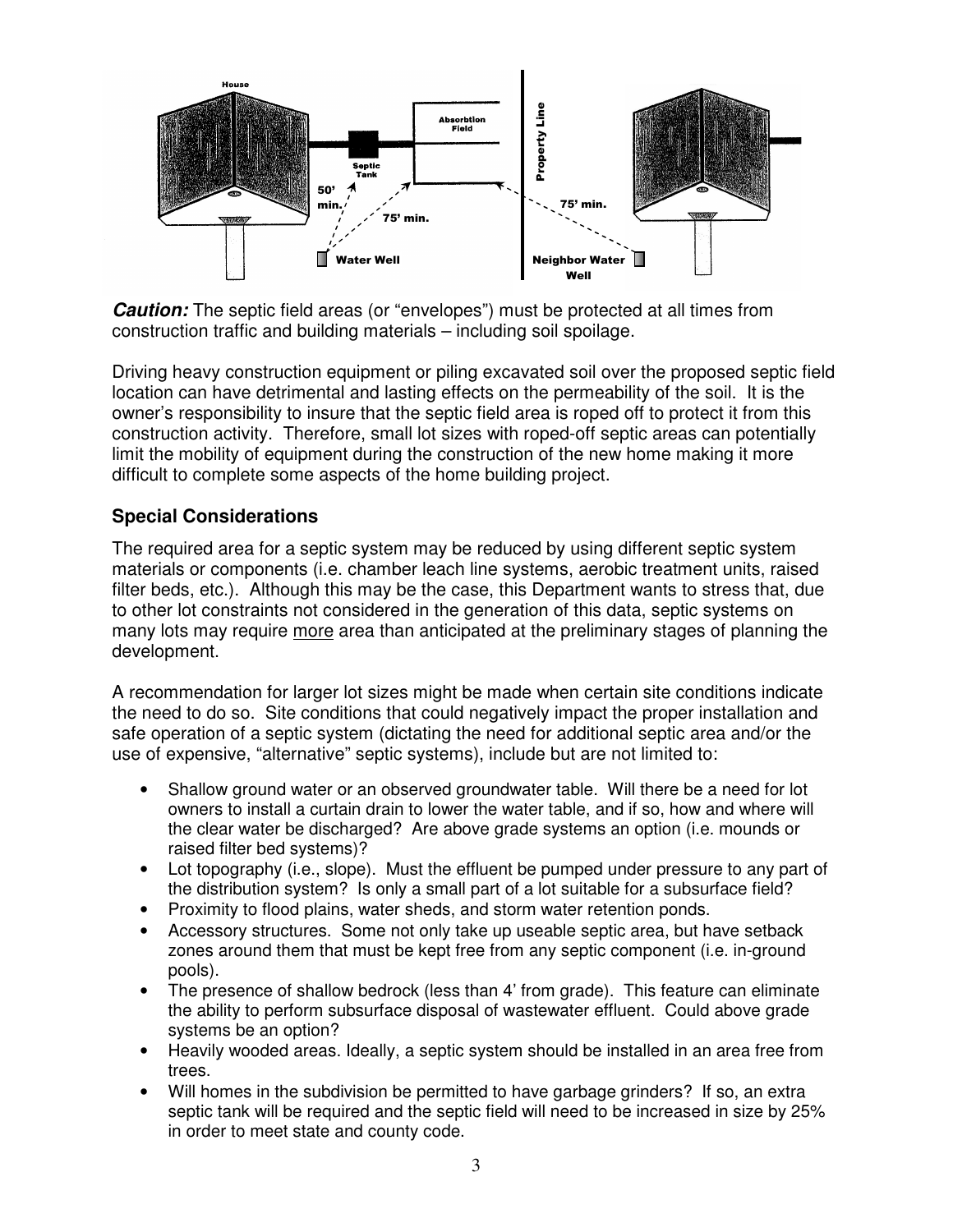**Caution:** The septic field areas (or "envelopes") must be protected at all times from construction traffic and building materials – including soil spoilage.

Driving heavy construction equipment or piling excavated soil over the proposed septic field location can have detrimental and lasting effects on the permeability of the soil. It is the owner's responsibility to insure that the septic field area is roped off to protect it from this construction activity. Therefore, small lot sizes with roped-off septic areas can potentially limit the mobility of equipment during the construction of the new home making it more difficult to complete some aspects of the home building project.

## Special Considerations

The required area for a septic system may be reduced by using different septic system materials or components (i.e. chamber leach line systems, aerobic treatment units, raised filter beds, etc.). Although this may be the case, this Department wants to stress that, due to other lot constraints not considered in the generation of this data, septic systems on many lots may require more area than anticipated at the preliminary stages of planning the development.

A recommendation for larger lot sizes might be made when certain site conditions indicate the need to do so. Site conditions that could negatively impact the proper installation and safe operation of a septic system (dictating the need for additional septic area and/or the use of expensive, "alternative" septic systems), include but are not limited to:

- Shallow ground water or an observed groundwater table. Will there be a need for lot owners to install a curtain drain to lower the water table, and if so, how and where will the clear water be discharged? Are above grade systems an option (i.e. mounds or raised filter bed systems)?
- Lot topography (i.e., slope). Must the effluent be pumped under pressure to any part of the distribution system? Is only a small part of a lot suitable for a subsurface field?
- Proximity to flood plains, water sheds, and storm water retention ponds.
- Accessory structures. Some not only take up useable septic area, but have setback zones around them that must be kept free from any septic component (i.e. in-ground pools).
- The presence of shallow bedrock (less than 4' from grade). This feature can eliminate the ability to perform subsurface disposal of wastewater effluent. Could above grade systems be an option?
- Heavily wooded areas. Ideally, a septic system should be installed in an area free from trees.
- Will homes in the subdivision be permitted to have garbage grinders? If so, an extra septic tank will be required and the septic field will need to be increased in size by 25% in order to meet state and county code.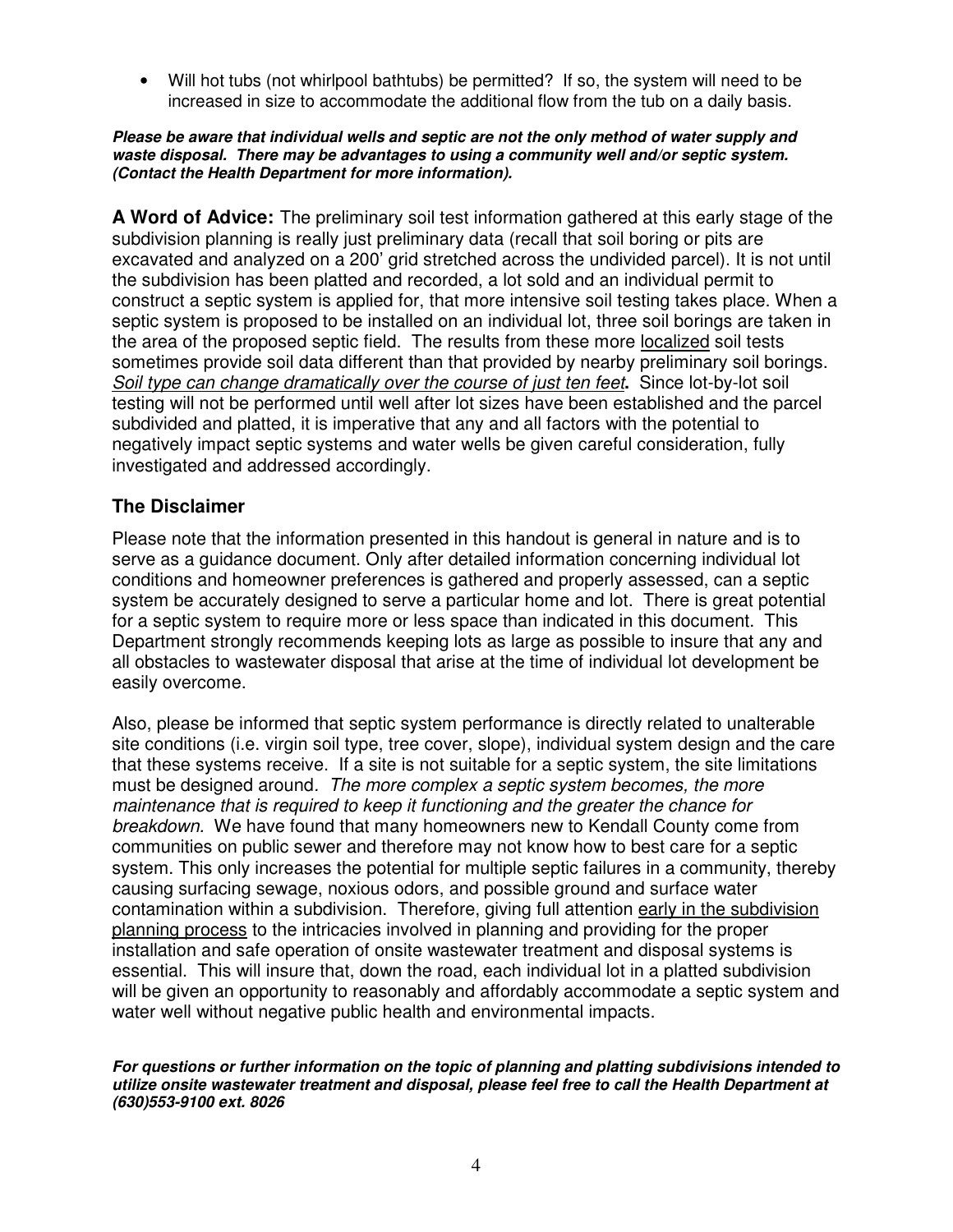- Will hot tubs (not whirlpool bathtubs) be permitted? If so, the system will need to be increased in size to accommodate the additional flow from the tub on a daily basis.

***Please be aware that individual wells and septic are not the only method of water supply and waste disposal. There may be advantages to using a community well and/or septic system. (Contact the Health Department for more information).***

**A Word of Advice:** The preliminary soil test information gathered at this early stage of the subdivision planning is really just preliminary data (recall that soil boring or pits are excavated and analyzed on a 200' grid stretched across the undivided parcel). It is not until the subdivision has been platted and recorded, a lot sold and an individual permit to construct a septic system is applied for, that more intensive soil testing takes place. When a septic system is proposed to be installed on an individual lot, three soil borings are taken in the area of the proposed septic field. The results from these more localized soil tests sometimes provide soil data different than that provided by nearby preliminary soil borings. *Soil type can change dramatically over the course of just ten feet***.** Since lot-by-lot soil testing will not be performed until well after lot sizes have been established and the parcel subdivided and platted, it is imperative that any and all factors with the potential to negatively impact septic systems and water wells be given careful consideration, fully investigated and addressed accordingly.

## The Disclaimer

Please note that the information presented in this handout is general in nature and is to serve as a guidance document. Only after detailed information concerning individual lot conditions and homeowner preferences is gathered and properly assessed, can a septic system be accurately designed to serve a particular home and lot. There is great potential for a septic system to require more or less space than indicated in this document. This Department strongly recommends keeping lots as large as possible to insure that any and all obstacles to wastewater disposal that arise at the time of individual lot development be easily overcome.

Also, please be informed that septic system performance is directly related to unalterable site conditions (i.e. virgin soil type, tree cover, slope), individual system design and the care that these systems receive. If a site is not suitable for a septic system, the site limitations must be designed around. *The more complex a septic system becomes, the more maintenance that is required to keep it functioning and the greater the chance for breakdown.* We have found that many homeowners new to Kendall County come from communities on public sewer and therefore may not know how to best care for a septic system. This only increases the potential for multiple septic failures in a community, thereby causing surfacing sewage, noxious odors, and possible ground and surface water contamination within a subdivision. Therefore, giving full attention early in the subdivision planning process to the intricacies involved in planning and providing for the proper installation and safe operation of onsite wastewater treatment and disposal systems is essential. This will insure that, down the road, each individual lot in a platted subdivision will be given an opportunity to reasonably and affordably accommodate a septic system and water well without negative public health and environmental impacts.

***For questions or further information on the topic of planning and platting subdivisions intended to utilize onsite wastewater treatment and disposal, please feel free to call the Health Department at (630)553-9100 ext. 8026***